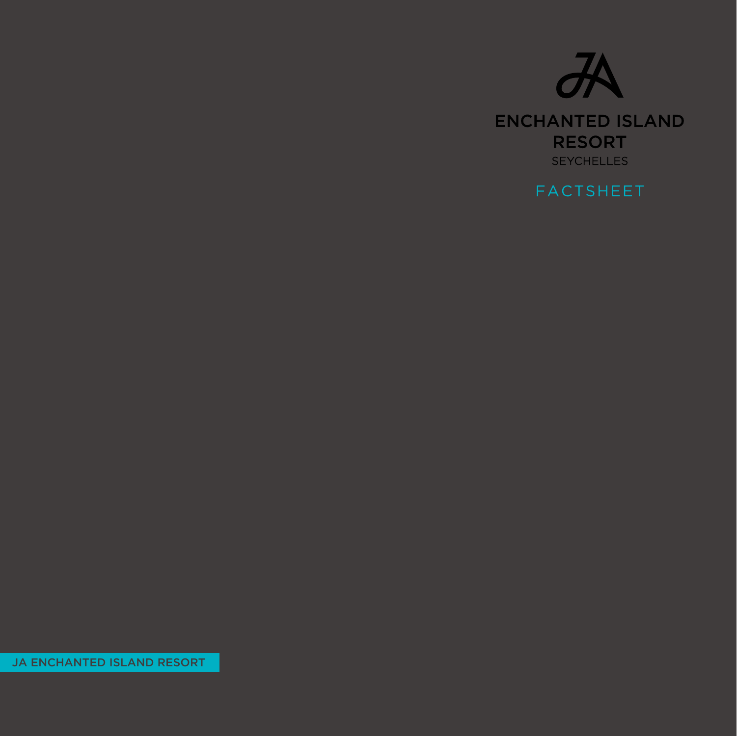# ENCHANTED ISLAND RESORT

SEYCHELLES

## FACTSHEET

JA ENCHANTED ISLAND RESORT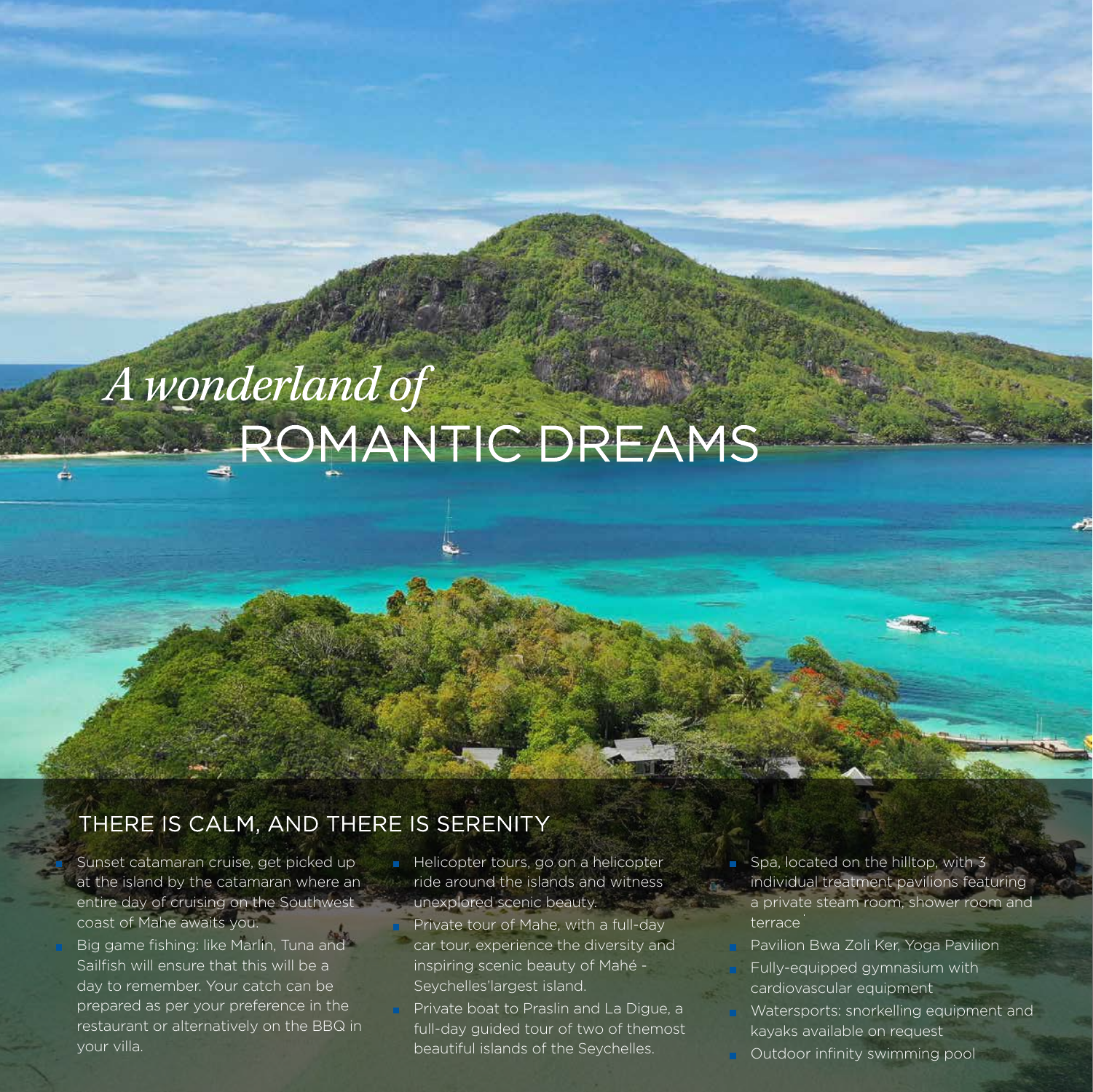# *A wonderland of* ROMANTIC DREAMS

## THERE IS CALM, AND THERE IS SERENITY

- Sunset catamaran cruise, get picked up at the island by the catamaran where an entire day of cruising on the Southwest coast of Mahe awaits you.
- Big game fishing: like Marlin, Tuna and Sailfish will ensure that this will be a day to remember. Your catch can be prepared as per your preference in the restaurant or alternatively on the BBQ in your villa.
- Helicopter tours, go on a helicopter ride around the islands and witness unexplored scenic beauty.
- Private tour of Mahe, with a full-day car tour, experience the diversity and inspiring scenic beauty of Mahé - Seychelles'largest island.
- Private boat to Praslin and La Digue, a full-day guided tour of two of themost beautiful islands of the Seychelles.
- Spa, located on the hilltop, with 3 individual treatment pavilions featuring a private steam room, shower room and terrace
- Pavilion Bwa Zoli Ker, Yoga Pavilion
- Fully-equipped gymnasium with cardiovascular equipment
- Watersports: snorkelling equipment and kayaks available on request
- Outdoor infinity swimming pool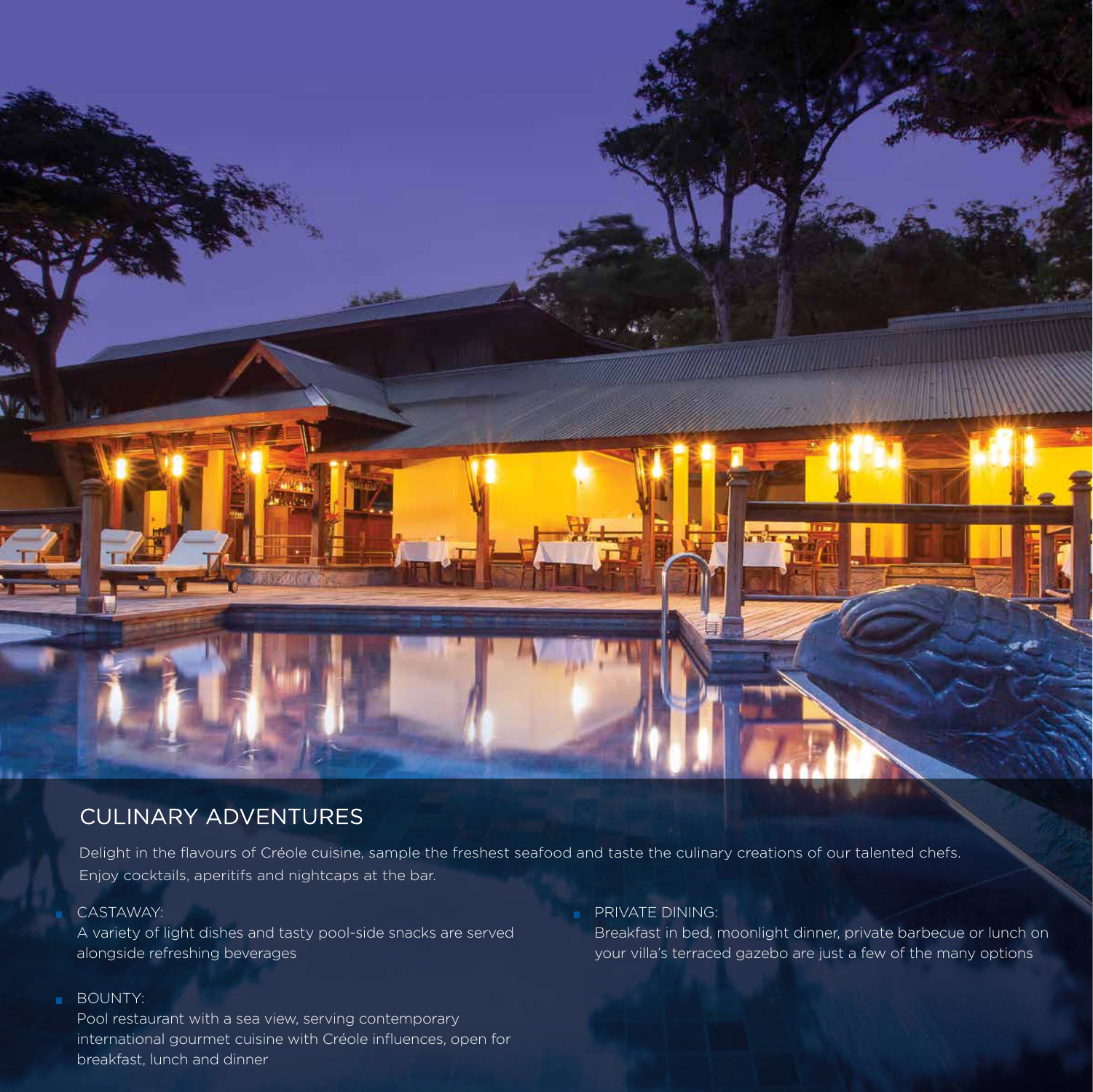## CULINARY ADVENTURES

Delight in the flavours of Créole cuisine, sample the freshest seafood and taste the culinary creations of our talented chefs. Enjoy cocktails, aperitifs and nightcaps at the bar.

- CASTAWAY:
  A variety of light dishes and tasty pool-side snacks are served alongside refreshing beverages

- BOUNTY:
  Pool restaurant with a sea view, serving contemporary international gourmet cuisine with Créole influences, open for breakfast, lunch and dinner

- PRIVATE DINING:
  Breakfast in bed, moonlight dinner, private barbecue or lunch on your villa's terraced gazebo are just a few of the many options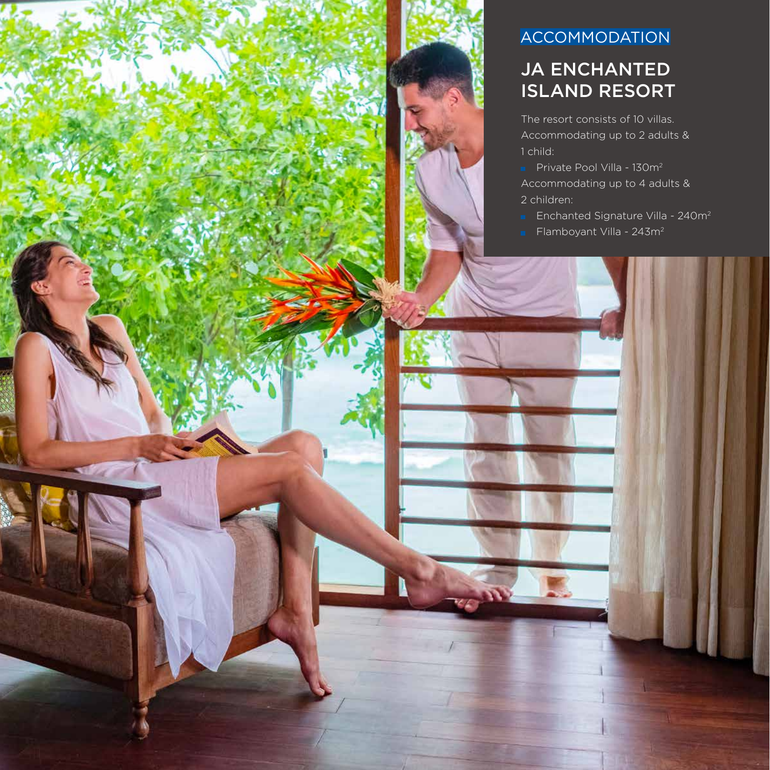ACCOMMODATION

## JA ENCHANTED ISLAND RESORT

The resort consists of 10 villas.

Accommodating up to 2 adults & 1 child:

- Private Pool Villa - $130m^2$

Accommodating up to 4 adults & 2 children:

- Enchanted Signature Villa - $240m^2$
- Flamboyant Villa - $243m^2$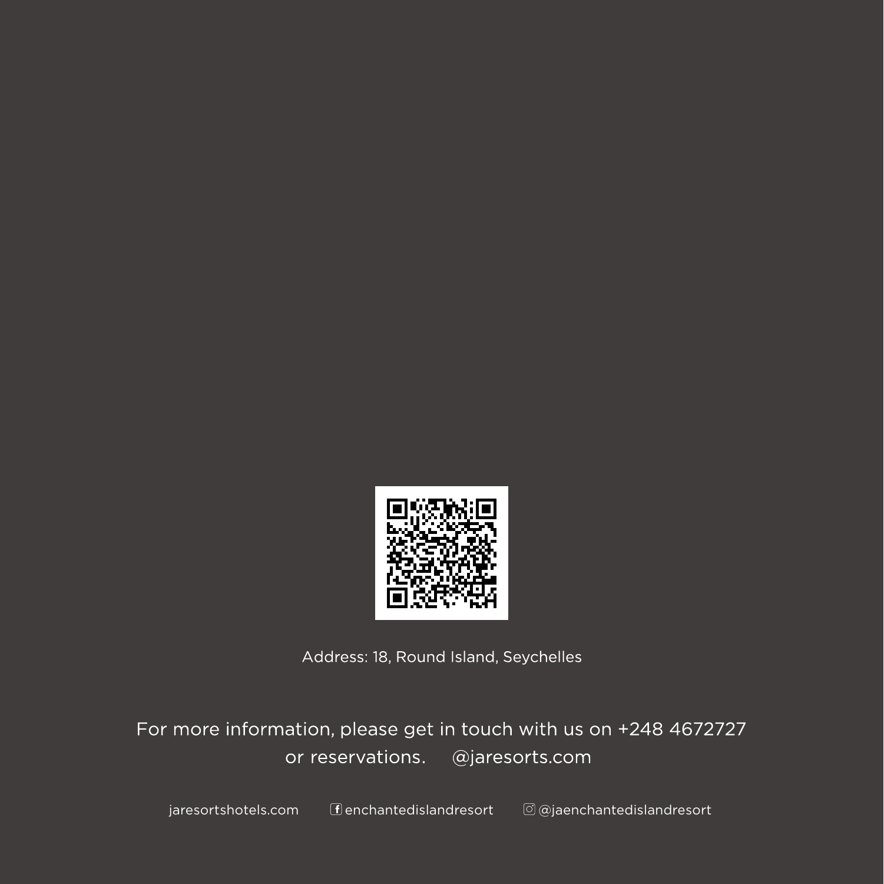Address: 18, Round Island, Seychelles

For more information, please get in touch with us on +248 4672727
or reservations. @jaresorts.com

jaresortshotels.com enchantedislandresort @jaenchantedislandresort